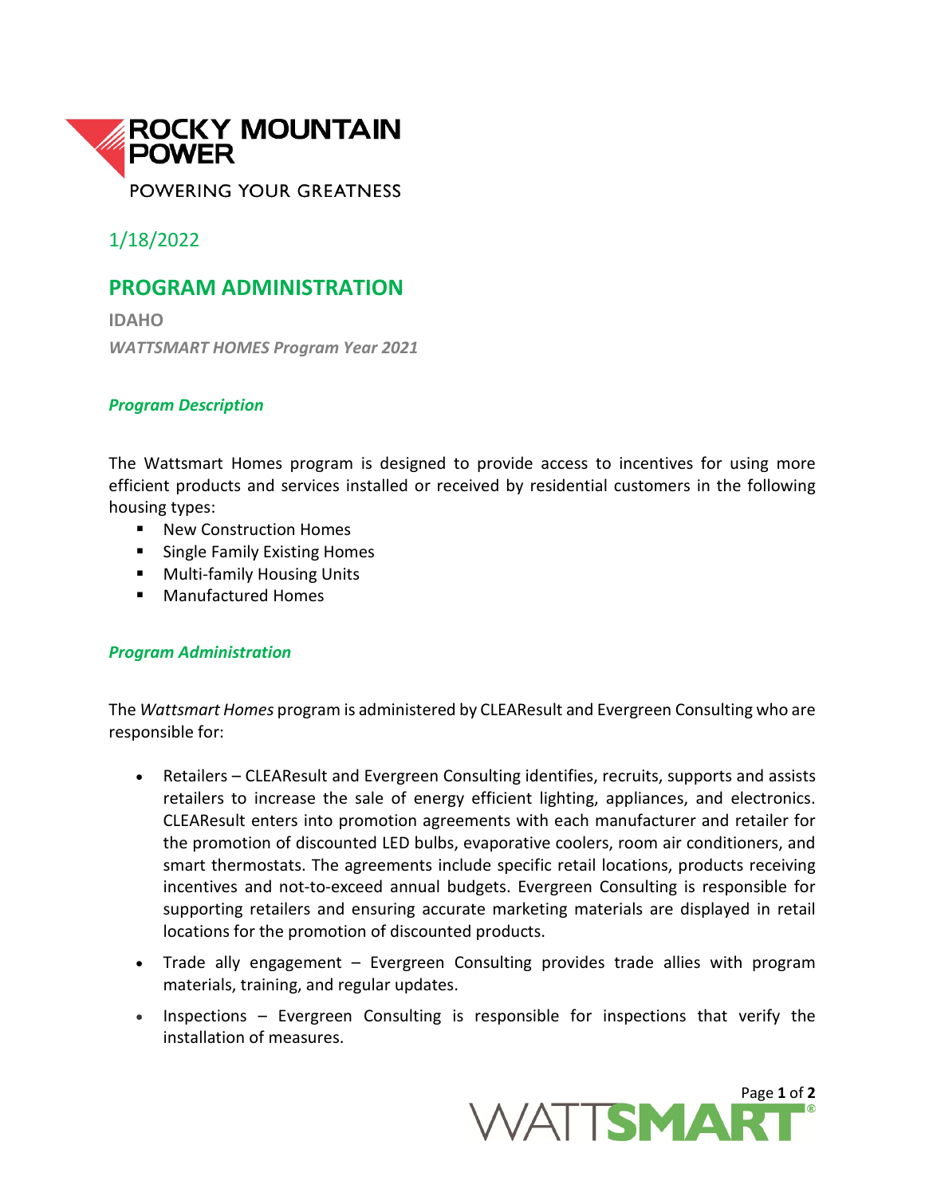ROCKY MOUNTAIN POWER

POWERING YOUR GREATNESS

1/18/2022

# PROGRAM ADMINISTRATION

**IDAHO**

***WATTSMART HOMES Program Year 2021***

## *Program Description*

The Wattsmart Homes program is designed to provide access to incentives for using more efficient products and services installed or received by residential customers in the following housing types:

- New Construction Homes
- Single Family Existing Homes
- Multi-family Housing Units
- Manufactured Homes

## *Program Administration*

The *Wattsmart Homes* program is administered by CLEAResult and Evergreen Consulting who are responsible for:

- Retailers – CLEAResult and Evergreen Consulting identifies, recruits, supports and assists retailers to increase the sale of energy efficient lighting, appliances, and electronics. CLEAResult enters into promotion agreements with each manufacturer and retailer for the promotion of discounted LED bulbs, evaporative coolers, room air conditioners, and smart thermostats. The agreements include specific retail locations, products receiving incentives and not-to-exceed annual budgets. Evergreen Consulting is responsible for supporting retailers and ensuring accurate marketing materials are displayed in retail locations for the promotion of discounted products.
- Trade ally engagement – Evergreen Consulting provides trade allies with program materials, training, and regular updates.
- Inspections – Evergreen Consulting is responsible for inspections that verify the installation of measures.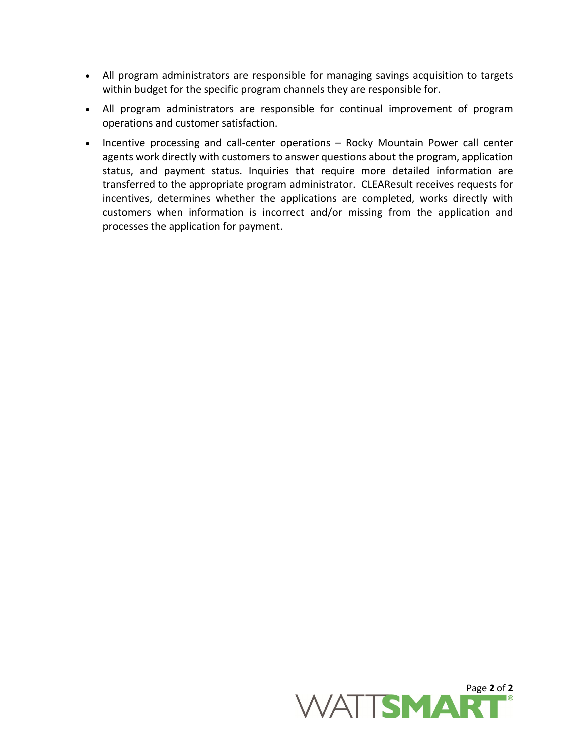- All program administrators are responsible for managing savings acquisition to targets within budget for the specific program channels they are responsible for.
- All program administrators are responsible for continual improvement of program operations and customer satisfaction.
- Incentive processing and call-center operations – Rocky Mountain Power call center agents work directly with customers to answer questions about the program, application status, and payment status. Inquiries that require more detailed information are transferred to the appropriate program administrator. CLEAResult receives requests for incentives, determines whether the applications are completed, works directly with customers when information is incorrect and/or missing from the application and processes the application for payment.